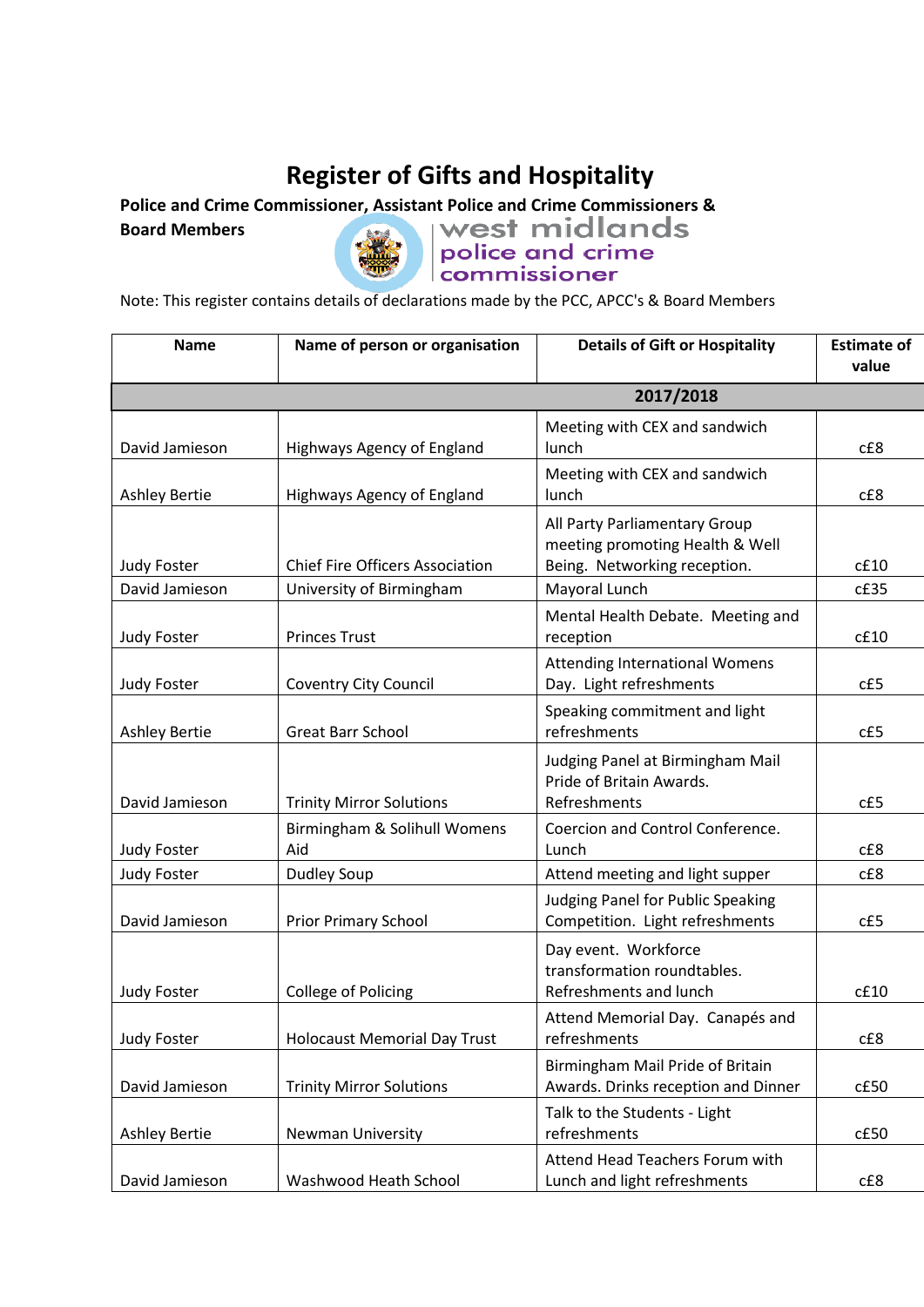# Register of Gifts and Hospitality

**Police and Crime Commissioner, Assistant Police and Crime Commissioners & Board Members**

west midlands police and crime commissioner

Note: This register contains details of declarations made by the PCC, APCC's & Board Members

| Name | Name of person or organisation | Details of Gift or Hospitality | Estimate of value |
|---|---|---|---|
| | | **2017/2018** | |
| David Jamieson | Highways Agency of England | Meeting with CEX and sandwich lunch | c£8 |
| Ashley Bertie | Highways Agency of England | Meeting with CEX and sandwich lunch | c£8 |
| Judy Foster | Chief Fire Officers Association | All Party Parliamentary Group meeting promoting Health & Well Being. Networking reception. | c£10 |
| David Jamieson | University of Birmingham | Mayoral Lunch | c£35 |
| Judy Foster | Princes Trust | Mental Health Debate. Meeting and reception | c£10 |
| Judy Foster | Coventry City Council | Attending International Womens Day. Light refreshments | c£5 |
| Ashley Bertie | Great Barr School | Speaking commitment and light refreshments | c£5 |
| David Jamieson | Trinity Mirror Solutions | Judging Panel at Birmingham Mail Pride of Britain Awards. Refreshments | c£5 |
| Judy Foster | Birmingham & Solihull Womens Aid | Coercion and Control Conference. Lunch | c£8 |
| Judy Foster | Dudley Soup | Attend meeting and light supper | c£8 |
| David Jamieson | Prior Primary School | Judging Panel for Public Speaking Competition. Light refreshments | c£5 |
| Judy Foster | College of Policing | Day event. Workforce transformation roundtables. Refreshments and lunch | c£10 |
| Judy Foster | Holocaust Memorial Day Trust | Attend Memorial Day. Canapés and refreshments | c£8 |
| David Jamieson | Trinity Mirror Solutions | Birmingham Mail Pride of Britain Awards. Drinks reception and Dinner | c£50 |
| Ashley Bertie | Newman University | Talk to the Students - Light refreshments | c£50 |
| David Jamieson | Washwood Heath School | Attend Head Teachers Forum with Lunch and light refreshments | c£8 |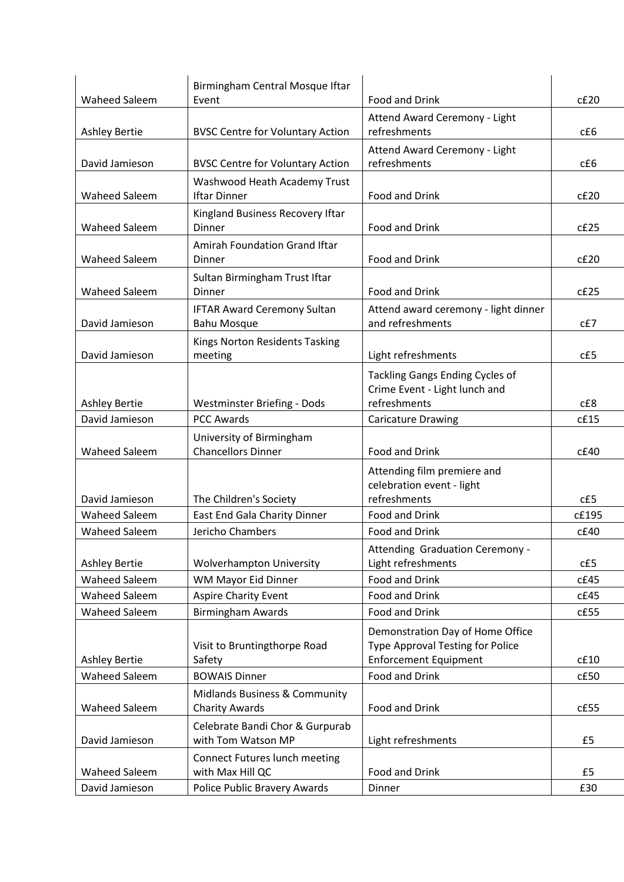| | | | |
|---|---|---|---|
| Waheed Saleem | Birmingham Central Mosque Iftar Event | Food and Drink | c£20 |
| Ashley Bertie | BVSC Centre for Voluntary Action | Attend Award Ceremony - Light refreshments | c£6 |
| David Jamieson | BVSC Centre for Voluntary Action | Attend Award Ceremony - Light refreshments | c£6 |
| Waheed Saleem | Washwood Heath Academy Trust Iftar Dinner | Food and Drink | c£20 |
| Waheed Saleem | Kingland Business Recovery Iftar Dinner | Food and Drink | c£25 |
| Waheed Saleem | Amirah Foundation Grand Iftar Dinner | Food and Drink | c£20 |
| Waheed Saleem | Sultan Birmingham Trust Iftar Dinner | Food and Drink | c£25 |
| David Jamieson | IFTAR Award Ceremony Sultan Bahu Mosque | Attend award ceremony - light dinner and refreshments | c£7 |
| David Jamieson | Kings Norton Residents Tasking meeting | Light refreshments | c£5 |
| Ashley Bertie | Westminster Briefing - Dods | Tackling Gangs Ending Cycles of Crime Event - Light lunch and refreshments | c£8 |
| David Jamieson | PCC Awards | Caricature Drawing | c£15 |
| Waheed Saleem | University of Birmingham Chancellors Dinner | Food and Drink | c£40 |
| David Jamieson | The Children's Society | Attending film premiere and celebration event - light refreshments | c£5 |
| Waheed Saleem | East End Gala Charity Dinner | Food and Drink | c£195 |
| Waheed Saleem | Jericho Chambers | Food and Drink | c£40 |
| Ashley Bertie | Wolverhampton University | Attending Graduation Ceremony - Light refreshments | c£5 |
| Waheed Saleem | WM Mayor Eid Dinner | Food and Drink | c£45 |
| Waheed Saleem | Aspire Charity Event | Food and Drink | c£45 |
| Waheed Saleem | Birmingham Awards | Food and Drink | c£55 |
| Ashley Bertie | Visit to Bruntingthorpe Road Safety | Demonstration Day of Home Office Type Approval Testing for Police Enforcement Equipment | c£10 |
| Waheed Saleem | BOWAIS Dinner | Food and Drink | c£50 |
| Waheed Saleem | Midlands Business & Community Charity Awards | Food and Drink | c£55 |
| David Jamieson | Celebrate Bandi Chor & Gurpurab with Tom Watson MP | Light refreshments | £5 |
| Waheed Saleem | Connect Futures lunch meeting with Max Hill QC | Food and Drink | £5 |
| David Jamieson | Police Public Bravery Awards | Dinner | £30 |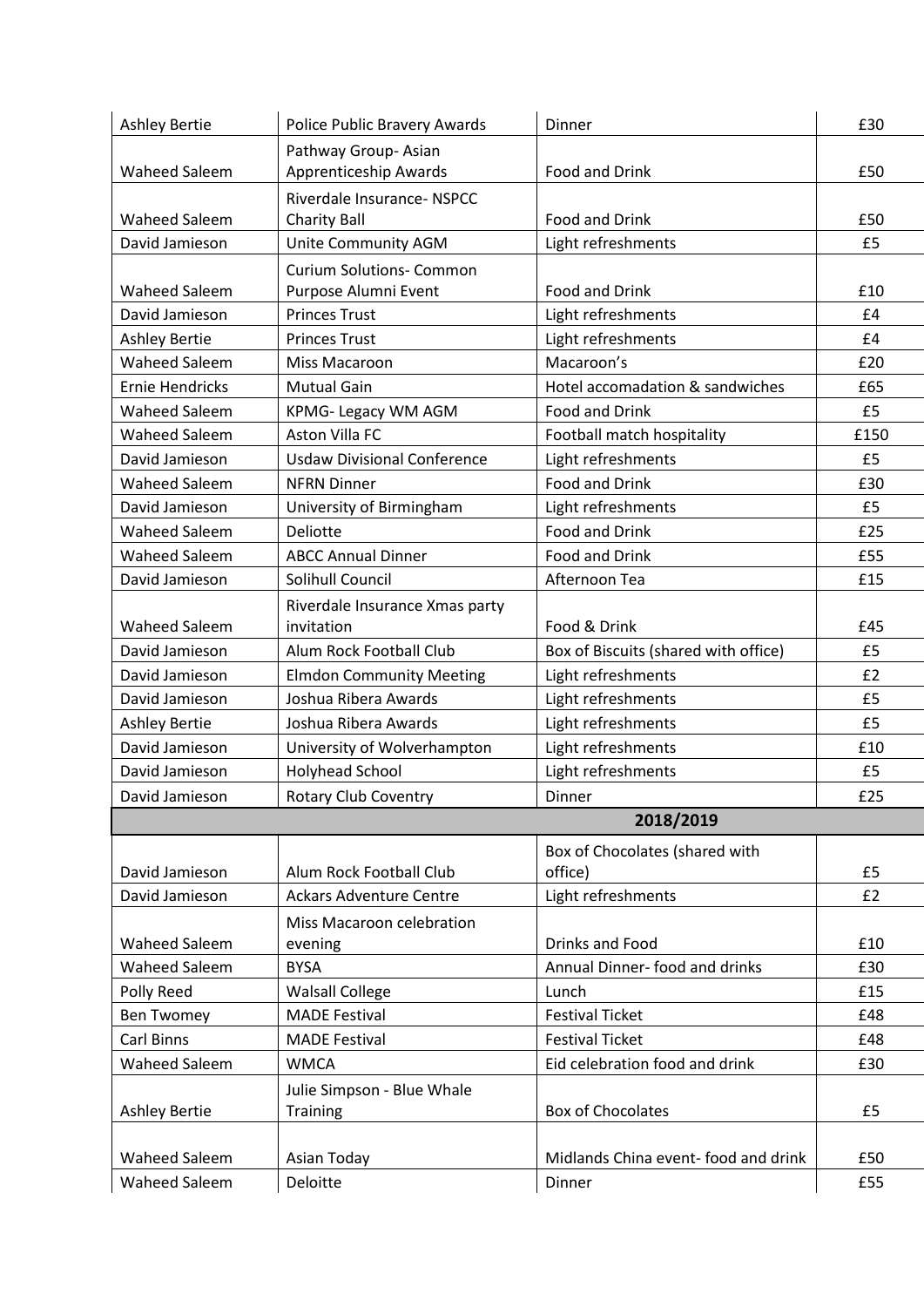| | | | |
|---|---|---|---|
| Ashley Bertie | Police Public Bravery Awards | Dinner | £30 |
| Waheed Saleem | Pathway Group- Asian Apprenticeship Awards | Food and Drink | £50 |
| Waheed Saleem | Riverdale Insurance- NSPCC Charity Ball | Food and Drink | £50 |
| David Jamieson | Unite Community AGM | Light refreshments | £5 |
| Waheed Saleem | Curium Solutions- Common Purpose Alumni Event | Food and Drink | £10 |
| David Jamieson | Princes Trust | Light refreshments | £4 |
| Ashley Bertie | Princes Trust | Light refreshments | £4 |
| Waheed Saleem | Miss Macaroon | Macaroon's | £20 |
| Ernie Hendricks | Mutual Gain | Hotel accomadation & sandwiches | £65 |
| Waheed Saleem | KPMG- Legacy WM AGM | Food and Drink | £5 |
| Waheed Saleem | Aston Villa FC | Football match hospitality | £150 |
| David Jamieson | Usdaw Divisional Conference | Light refreshments | £5 |
| Waheed Saleem | NFRN Dinner | Food and Drink | £30 |
| David Jamieson | University of Birmingham | Light refreshments | £5 |
| Waheed Saleem | Deliotte | Food and Drink | £25 |
| Waheed Saleem | ABCC Annual Dinner | Food and Drink | £55 |
| David Jamieson | Solihull Council | Afternoon Tea | £15 |
| Waheed Saleem | Riverdale Insurance Xmas party invitation | Food & Drink | £45 |
| David Jamieson | Alum Rock Football Club | Box of Biscuits (shared with office) | £5 |
| David Jamieson | Elmdon Community Meeting | Light refreshments | £2 |
| David Jamieson | Joshua Ribera Awards | Light refreshments | £5 |
| Ashley Bertie | Joshua Ribera Awards | Light refreshments | £5 |
| David Jamieson | University of Wolverhampton | Light refreshments | £10 |
| David Jamieson | Holyhead School | Light refreshments | £5 |
| David Jamieson | Rotary Club Coventry | Dinner | £25 |
| | | **2018/2019** | |
| David Jamieson | Alum Rock Football Club | Box of Chocolates (shared with office) | £5 |
| David Jamieson | Ackars Adventure Centre | Light refreshments | £2 |
| Waheed Saleem | Miss Macaroon celebration evening | Drinks and Food | £10 |
| Waheed Saleem | BYSA | Annual Dinner- food and drinks | £30 |
| Polly Reed | Walsall College | Lunch | £15 |
| Ben Twomey | MADE Festival | Festival Ticket | £48 |
| Carl Binns | MADE Festival | Festival Ticket | £48 |
| Waheed Saleem | WMCA | Eid celebration food and drink | £30 |
| Ashley Bertie | Julie Simpson - Blue Whale Training | Box of Chocolates | £5 |
| Waheed Saleem | Asian Today | Midlands China event- food and drink | £50 |
| Waheed Saleem | Deloitte | Dinner | £55 |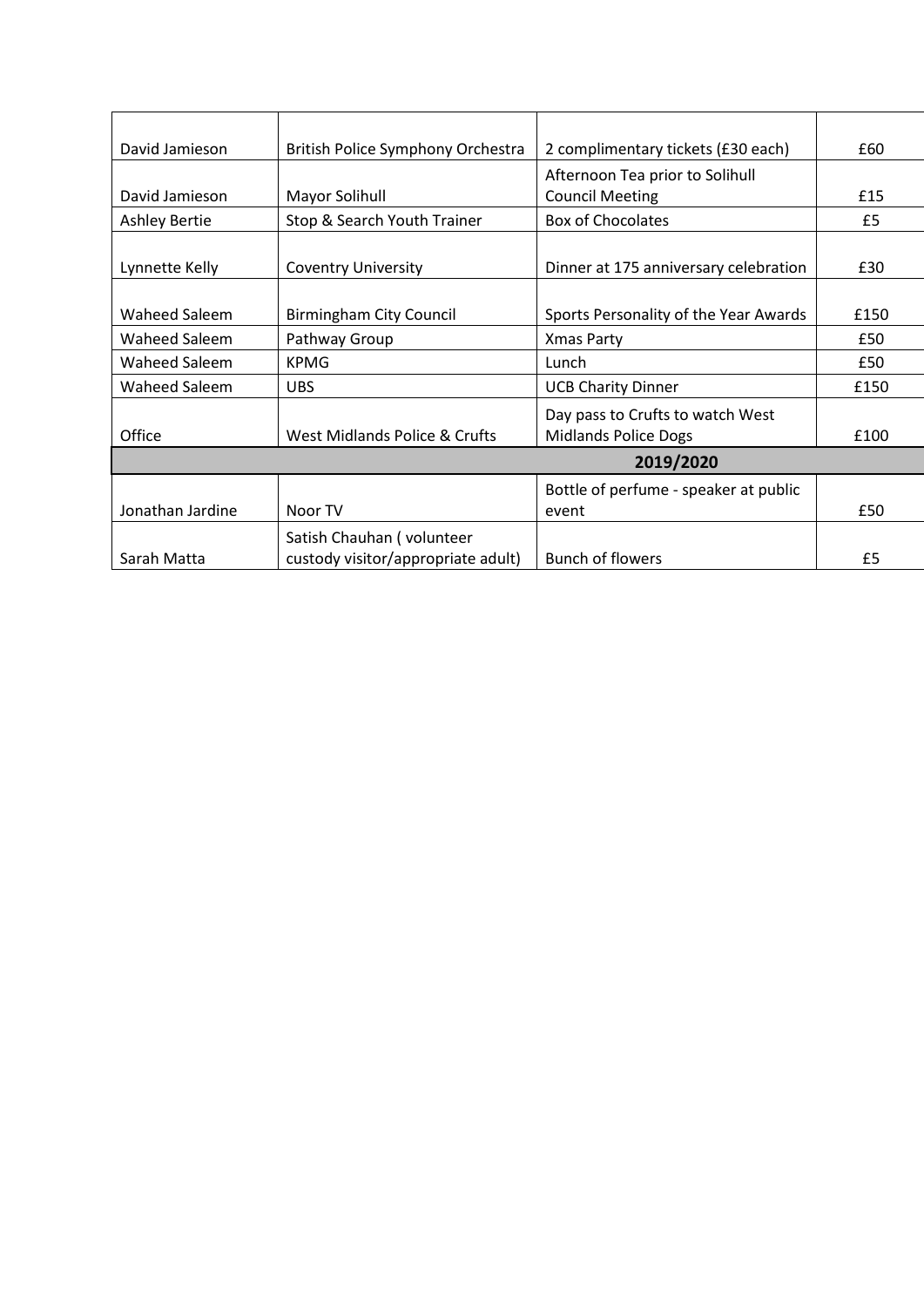| | | | |
|---|---|---|---|
| David Jamieson | British Police Symphony Orchestra | 2 complimentary tickets (£30 each) | £60 |
| David Jamieson | Mayor Solihull | Afternoon Tea prior to Solihull Council Meeting | £15 |
| Ashley Bertie | Stop & Search Youth Trainer | Box of Chocolates | £5 |
| Lynnette Kelly | Coventry University | Dinner at 175 anniversary celebration | £30 |
| Waheed Saleem | Birmingham City Council | Sports Personality of the Year Awards | £150 |
| Waheed Saleem | Pathway Group | Xmas Party | £50 |
| Waheed Saleem | KPMG | Lunch | £50 |
| Waheed Saleem | UBS | UCB Charity Dinner | £150 |
| Office | West Midlands Police & Crufts | Day pass to Crufts to watch West Midlands Police Dogs | £100 |
| **2019/2020** | | | |
| Jonathan Jardine | Noor TV | Bottle of perfume - speaker at public event | £50 |
| Sarah Matta | Satish Chauhan ( volunteer custody visitor/appropriate adult) | Bunch of flowers | £5 |